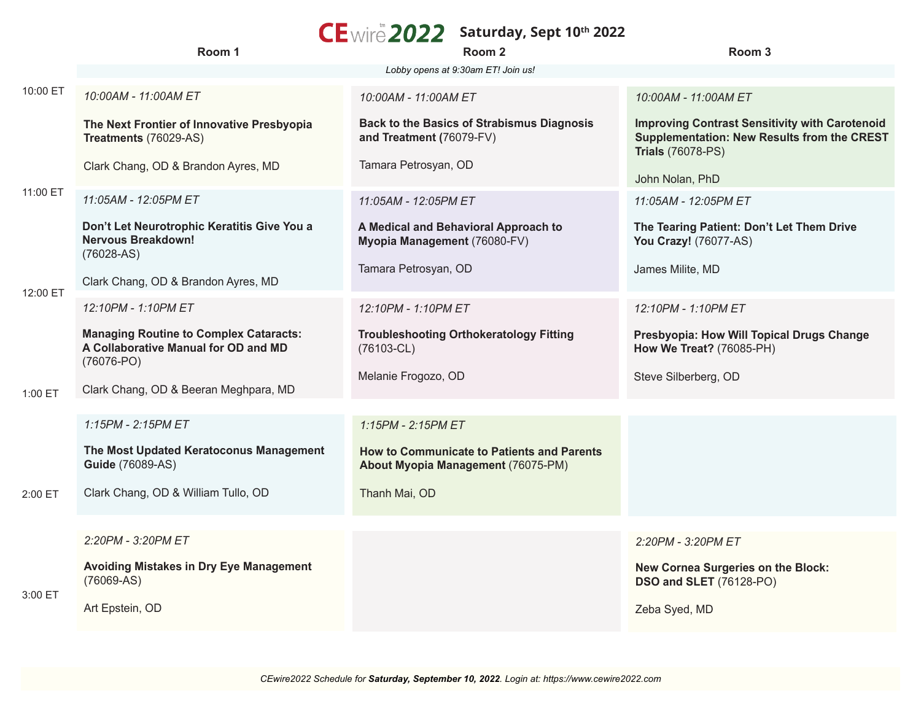# CEwire 2022 — Saturday, Sept 10th 2022

*Lobby opens at 9:30am ET! Join us!*

| Time | Room 1 | Room 2 | Room 3 |
|---|---|---|---|
| 10:00 ET | *10:00AM - 11:00AM ET*<br>**The Next Frontier of Innovative Presbyopia Treatments** (76029-AS)<br>Clark Chang, OD & Brandon Ayres, MD | *10:00AM - 11:00AM ET*<br>**Back to the Basics of Strabismus Diagnosis and Treatment (**76079-FV)<br>Tamara Petrosyan, OD | *10:00AM - 11:00AM ET*<br>**Improving Contrast Sensitivity with Carotenoid Supplementation: New Results from the CREST Trials** (76078-PS)<br>John Nolan, PhD |
| 11:00 ET | *11:05AM - 12:05PM ET*<br>**Don't Let Neurotrophic Keratitis Give You a Nervous Breakdown!** (76028-AS)<br>Clark Chang, OD & Brandon Ayres, MD | *11:05AM - 12:05PM ET*<br>**A Medical and Behavioral Approach to Myopia Management** (76080-FV)<br>Tamara Petrosyan, OD | *11:05AM - 12:05PM ET*<br>**The Tearing Patient: Don't Let Them Drive You Crazy!** (76077-AS)<br>James Milite, MD |
| 12:00 ET | *12:10PM - 1:10PM ET*<br>**Managing Routine to Complex Cataracts: A Collaborative Manual for OD and MD** (76076-PO)<br>Clark Chang, OD & Beeran Meghpara, MD | *12:10PM - 1:10PM ET*<br>**Troubleshooting Orthokeratology Fitting** (76103-CL)<br>Melanie Frogozo, OD | *12:10PM - 1:10PM ET*<br>**Presbyopia: How Will Topical Drugs Change How We Treat?** (76085-PH)<br>Steve Silberberg, OD |
| 1:00 ET | *1:15PM - 2:15PM ET*<br>**The Most Updated Keratoconus Management Guide** (76089-AS)<br>Clark Chang, OD & William Tullo, OD | *1:15PM - 2:15PM ET*<br>**How to Communicate to Patients and Parents About Myopia Management** (76075-PM)<br>Thanh Mai, OD | |
| 2:00 ET | *2:20PM - 3:20PM ET*<br>**Avoiding Mistakes in Dry Eye Management** (76069-AS)<br>Art Epstein, OD | | *2:20PM - 3:20PM ET*<br>**New Cornea Surgeries on the Block: DSO and SLET** (76128-PO)<br>Zeba Syed, MD |
| 3:00 ET | | | |

*CEwire2022 Schedule for **Saturday, September 10, 2022**. Login at: https://www.cewire2022.com*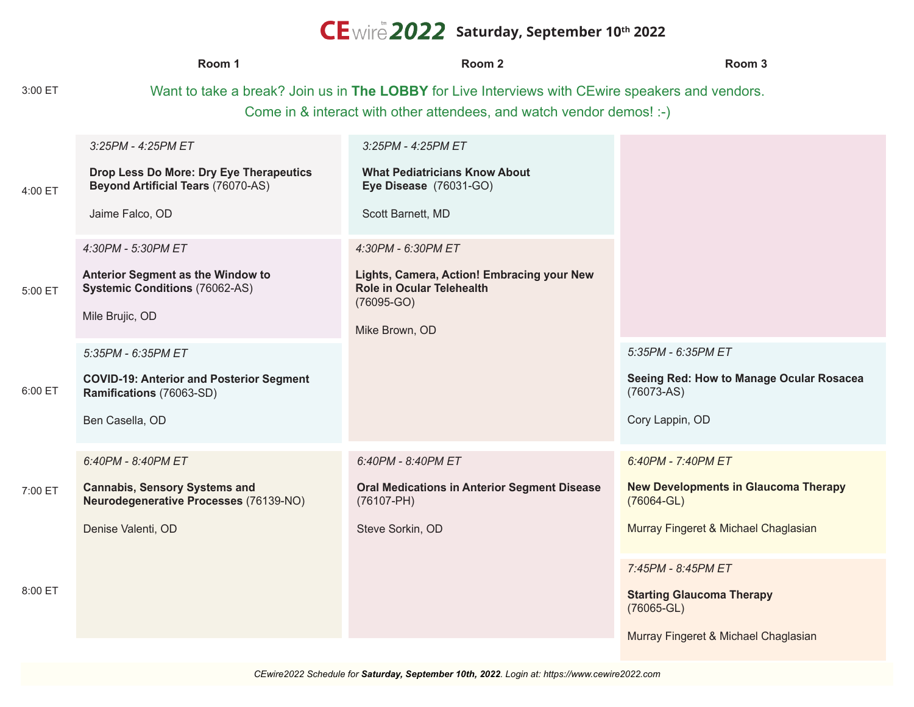# CEwire 2022 Saturday, September 10th 2022

**3:00 ET** — Want to take a break? Join us in **The LOBBY** for Live Interviews with CEwire speakers and vendors. Come in & interact with other attendees, and watch vendor demos! :-)

## Room 1

*3:25PM - 4:25PM ET*
**Drop Less Do More: Dry Eye Therapeutics Beyond Artificial Tears** (76070-AS)
Jaime Falco, OD

*4:30PM - 5:30PM ET*
**Anterior Segment as the Window to Systemic Conditions** (76062-AS)
Mile Brujic, OD

*5:35PM - 6:35PM ET*
**COVID-19: Anterior and Posterior Segment Ramifications** (76063-SD)
Ben Casella, OD

*6:40PM - 8:40PM ET*
**Cannabis, Sensory Systems and Neurodegenerative Processes** (76139-NO)
Denise Valenti, OD

## Room 2

*3:25PM - 4:25PM ET*
**What Pediatricians Know About Eye Disease** (76031-GO)
Scott Barnett, MD

*4:30PM - 6:30PM ET*
**Lights, Camera, Action! Embracing your New Role in Ocular Telehealth**
(76095-GO)
Mike Brown, OD

*6:40PM - 8:40PM ET*
**Oral Medications in Anterior Segment Disease** (76107-PH)
Steve Sorkin, OD

## Room 3

*5:35PM - 6:35PM ET*
**Seeing Red: How to Manage Ocular Rosacea**
(76073-AS)
Cory Lappin, OD

*6:40PM - 7:40PM ET*
**New Developments in Glaucoma Therapy**
(76064-GL)
Murray Fingeret & Michael Chaglasian

*7:45PM - 8:45PM ET*
**Starting Glaucoma Therapy**
(76065-GL)
Murray Fingeret & Michael Chaglasian

*CEwire2022 Schedule for **Saturday, September 10th, 2022**. Login at: https://www.cewire2022.com*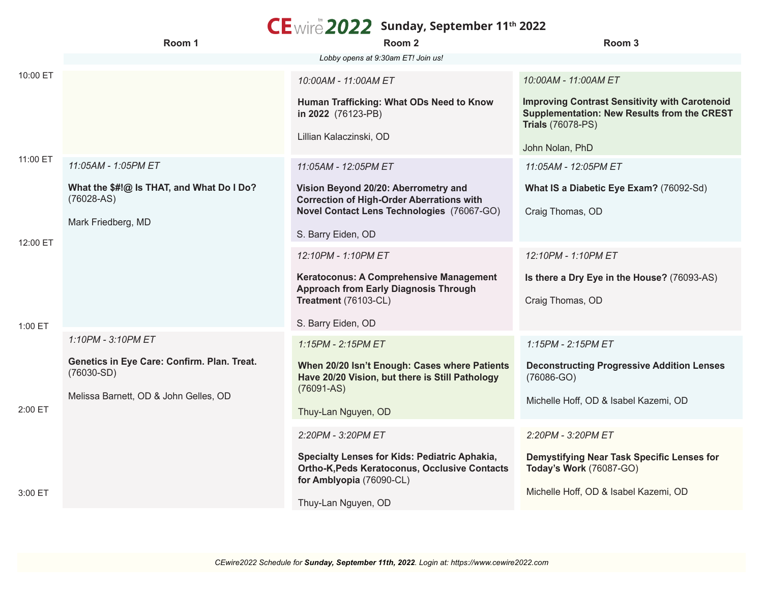# CEwire 2022 — Sunday, September 11th 2022

*Lobby opens at 9:30am ET! Join us!*

| Time | Room 1 | Room 2 | Room 3 |
|---|---|---|---|
| 10:00 ET | | *10:00AM - 11:00AM ET*<br>**Human Trafficking: What ODs Need to Know in 2022** (76123-PB)<br>Lillian Kalaczinski, OD | *10:00AM - 11:00AM ET*<br>**Improving Contrast Sensitivity with Carotenoid Supplementation: New Results from the CREST Trials** (76078-PS)<br>John Nolan, PhD |
| 11:00 ET | *11:05AM - 1:05PM ET*<br>**What the $#!@ Is THAT, and What Do I Do?** (76028-AS)<br>Mark Friedberg, MD | *11:05AM - 12:05PM ET*<br>**Vision Beyond 20/20: Aberrometry and Correction of High-Order Aberrations with Novel Contact Lens Technologies** (76067-GO)<br>S. Barry Eiden, OD | *11:05AM - 12:05PM ET*<br>**What IS a Diabetic Eye Exam?** (76092-Sd)<br>Craig Thomas, OD |
| 12:00 ET | | *12:10PM - 1:10PM ET*<br>**Keratoconus: A Comprehensive Management Approach from Early Diagnosis Through Treatment** (76103-CL)<br>S. Barry Eiden, OD | *12:10PM - 1:10PM ET*<br>**Is there a Dry Eye in the House?** (76093-AS)<br>Craig Thomas, OD |
| 1:00 ET | *1:10PM - 3:10PM ET*<br>**Genetics in Eye Care: Confirm. Plan. Treat.** (76030-SD)<br>Melissa Barnett, OD & John Gelles, OD | *1:15PM - 2:15PM ET*<br>**When 20/20 Isn't Enough: Cases where Patients Have 20/20 Vision, but there is Still Pathology** (76091-AS)<br>Thuy-Lan Nguyen, OD | *1:15PM - 2:15PM ET*<br>**Deconstructing Progressive Addition Lenses** (76086-GO)<br>Michelle Hoff, OD & Isabel Kazemi, OD |
| 2:00 ET | | *2:20PM - 3:20PM ET*<br>**Specialty Lenses for Kids: Pediatric Aphakia, Ortho-K,Peds Keratoconus, Occlusive Contacts for Amblyopia** (76090-CL)<br>Thuy-Lan Nguyen, OD | *2:20PM - 3:20PM ET*<br>**Demystifying Near Task Specific Lenses for Today's Work** (76087-GO)<br>Michelle Hoff, OD & Isabel Kazemi, OD |
| 3:00 ET | | | |

*CEwire2022 Schedule for **Sunday, September 11th, 2022**. Login at: https://www.cewire2022.com*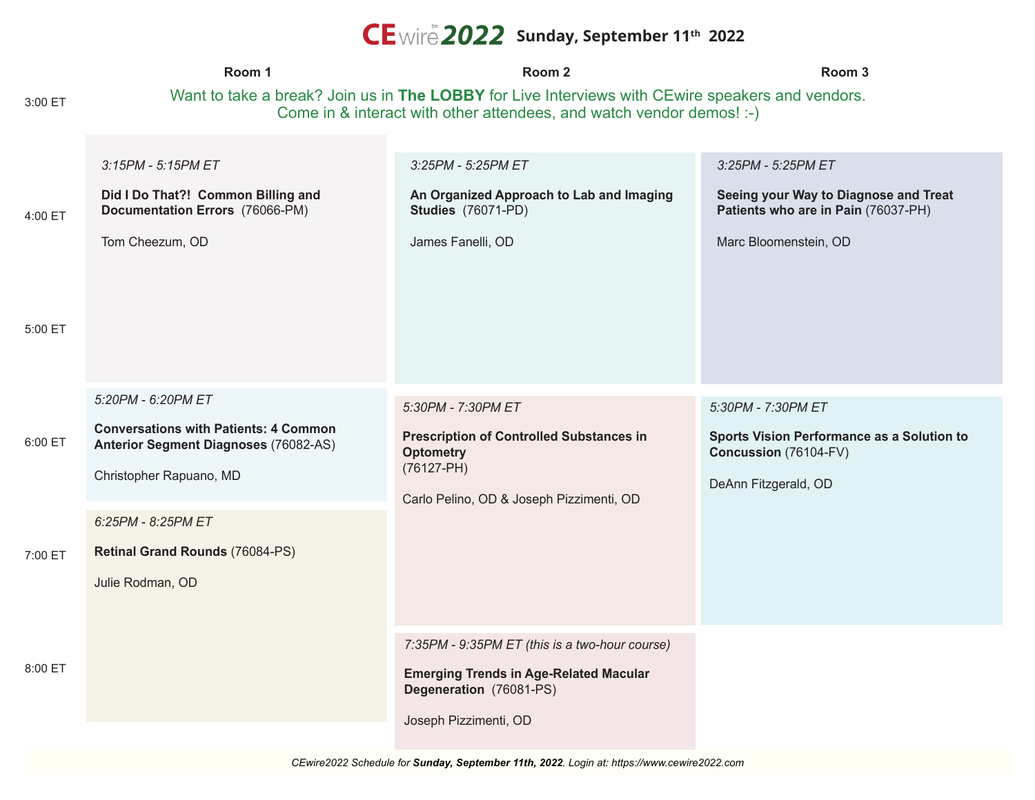# CEwire™ 2022 Sunday, September 11th 2022

Want to take a break? Join us in **The LOBBY** for Live Interviews with CEwire speakers and vendors. Come in & interact with other attendees, and watch vendor demos! :-)

## Room 1

*3:15PM - 5:15PM ET*

**Did I Do That?! Common Billing and Documentation Errors** (76066-PM)

Tom Cheezum, OD

*5:20PM - 6:20PM ET*

**Conversations with Patients: 4 Common Anterior Segment Diagnoses** (76082-AS)

Christopher Rapuano, MD

*6:25PM - 8:25PM ET*

**Retinal Grand Rounds** (76084-PS)

Julie Rodman, OD

## Room 2

*3:25PM - 5:25PM ET*

**An Organized Approach to Lab and Imaging Studies** (76071-PD)

James Fanelli, OD

*5:30PM - 7:30PM ET*

**Prescription of Controlled Substances in Optometry**
(76127-PH)

Carlo Pelino, OD & Joseph Pizzimenti, OD

*7:35PM - 9:35PM ET (this is a two-hour course)*

**Emerging Trends in Age-Related Macular Degeneration** (76081-PS)

Joseph Pizzimenti, OD

## Room 3

*3:25PM - 5:25PM ET*

**Seeing your Way to Diagnose and Treat Patients who are in Pain** (76037-PH)

Marc Bloomenstein, OD

*5:30PM - 7:30PM ET*

**Sports Vision Performance as a Solution to Concussion** (76104-FV)

DeAnn Fitzgerald, OD

*CEwire2022 Schedule for **Sunday, September 11th, 2022**. Login at: https://www.cewire2022.com*